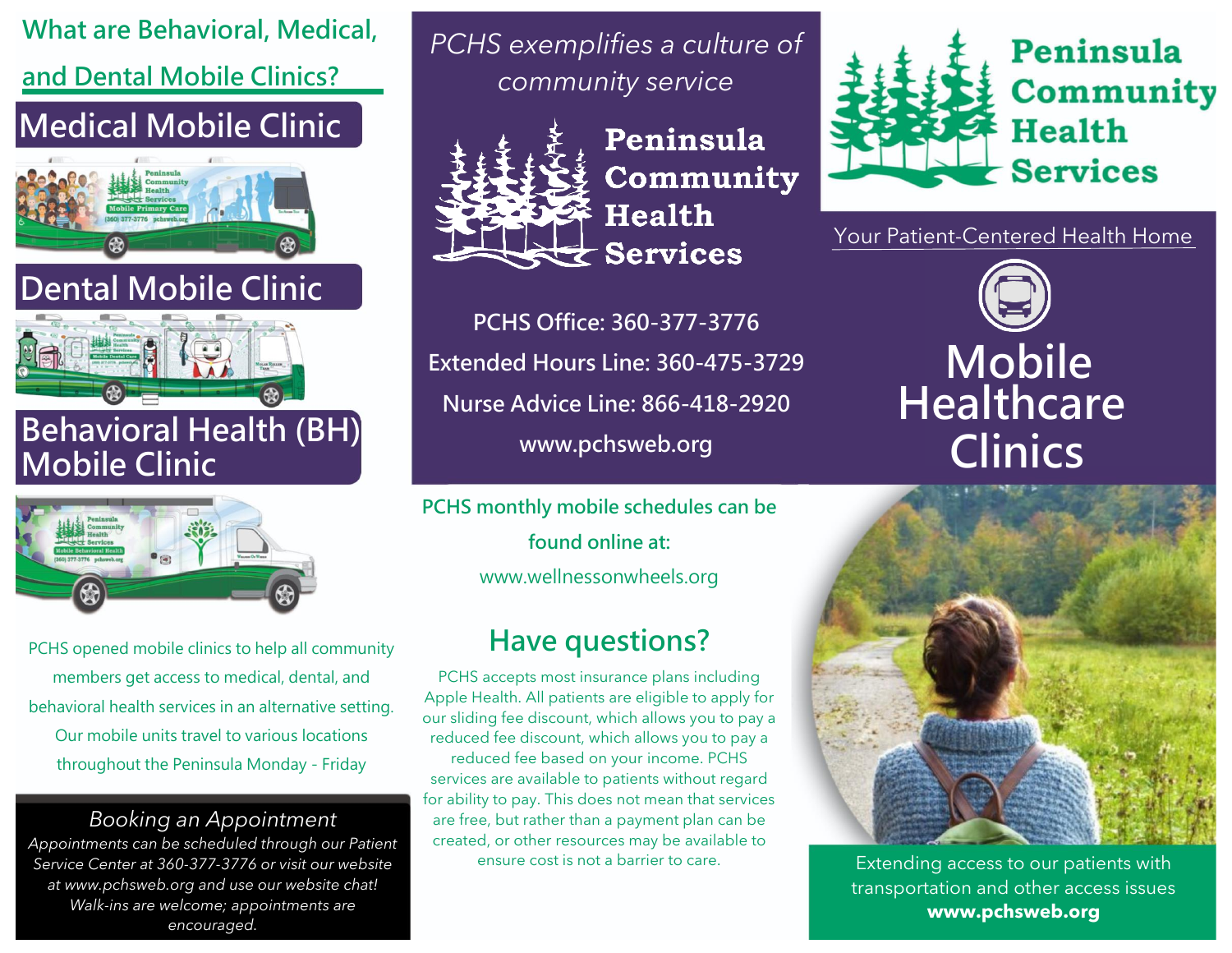## What are Behavioral, Medical, and Dental Mobile Clinics?

### Medical Mobile Clinic

### Dental Mobile Clinic

### Behavioral Health (BH) Mobile Clinic

PCHS opened mobile clinics to help all community members get access to medical, dental, and behavioral health services in an alternative setting. Our mobile units travel to various locations throughout the Peninsula Monday - Friday

### *Booking an Appointment*

*Appointments can be scheduled through our Patient Service Center at 360-377-3776 or visit our website at www.pchsweb.org and use our website chat! Walk-ins are welcome; appointments are encouraged.*

*PCHS exemplifies a culture of community service*

**Peninsula Community Health Services**

PCHS Office: 360-377-3776

Extended Hours Line: 360-475-3729

Nurse Advice Line: 866-418-2920

www.pchsweb.org

**PCHS monthly mobile schedules can be found online at:**

www.wellnessonwheels.org

## Have questions?

PCHS accepts most insurance plans including Apple Health. All patients are eligible to apply for our sliding fee discount, which allows you to pay a reduced fee discount, which allows you to pay a reduced fee based on your income. PCHS services are available to patients without regard for ability to pay. This does not mean that services are free, but rather than a payment plan can be created, or other resources may be available to ensure cost is not a barrier to care.

**Peninsula Community Health Services**

Your Patient-Centered Health Home

# Mobile Healthcare Clinics

Extending access to our patients with transportation and other access issues

**www.pchsweb.org**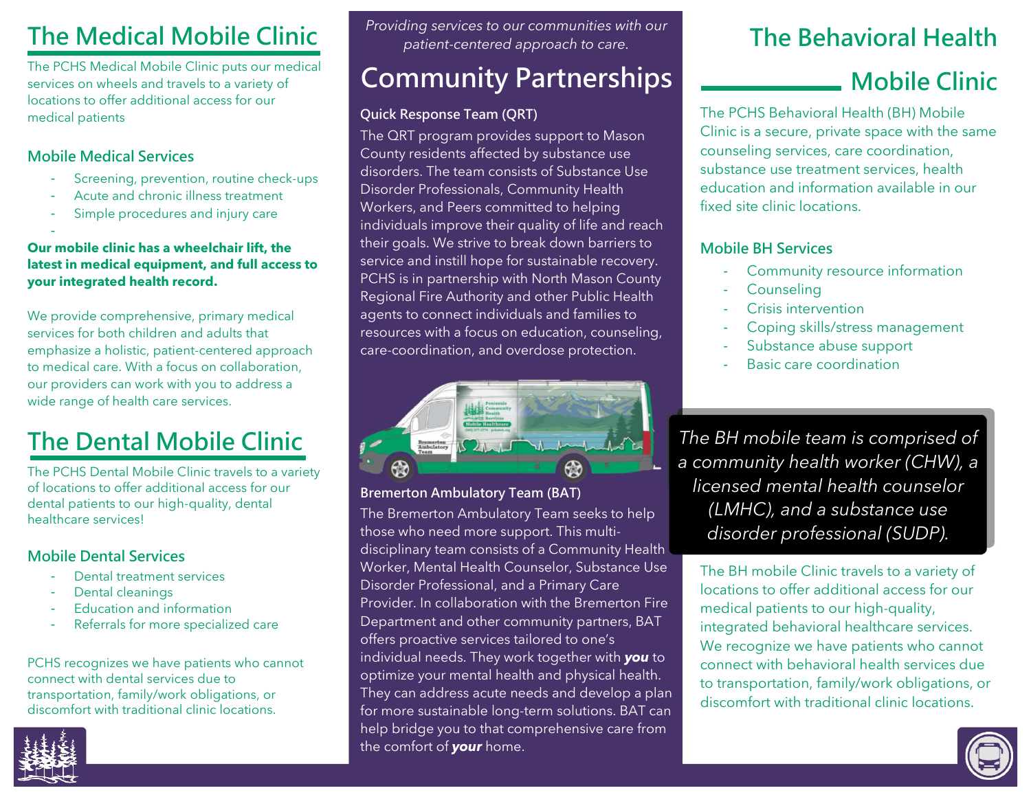# The Medical Mobile Clinic

The PCHS Medical Mobile Clinic puts our medical services on wheels and travels to a variety of locations to offer additional access for our medical patients

## Mobile Medical Services

- Screening, prevention, routine check-ups
- Acute and chronic illness treatment
- Simple procedures and injury care

**Our mobile clinic has a wheelchair lift, the latest in medical equipment, and full access to your integrated health record.**

We provide comprehensive, primary medical services for both children and adults that emphasize a holistic, patient-centered approach to medical care. With a focus on collaboration, our providers can work with you to address a wide range of health care services.

# The Dental Mobile Clinic

The PCHS Dental Mobile Clinic travels to a variety of locations to offer additional access for our dental patients to our high-quality, dental healthcare services!

## Mobile Dental Services

- Dental treatment services
- Dental cleanings
- Education and information
- Referrals for more specialized care

PCHS recognizes we have patients who cannot connect with dental services due to transportation, family/work obligations, or discomfort with traditional clinic locations.

*Providing services to our communities with our patient-centered approach to care.*

# Community Partnerships

### Quick Response Team (QRT)

The QRT program provides support to Mason County residents affected by substance use disorders. The team consists of Substance Use Disorder Professionals, Community Health Workers, and Peers committed to helping individuals improve their quality of life and reach their goals. We strive to break down barriers to service and instill hope for sustainable recovery. PCHS is in partnership with North Mason County Regional Fire Authority and other Public Health agents to connect individuals and families to resources with a focus on education, counseling, care-coordination, and overdose protection.

### Bremerton Ambulatory Team (BAT)

The Bremerton Ambulatory Team seeks to help those who need more support. This multi-disciplinary team consists of a Community Health Worker, Mental Health Counselor, Substance Use Disorder Professional, and a Primary Care Provider. In collaboration with the Bremerton Fire Department and other community partners, BAT offers proactive services tailored to one's individual needs. They work together with ***you*** to optimize your mental health and physical health. They can address acute needs and develop a plan for more sustainable long-term solutions. BAT can help bridge you to that comprehensive care from the comfort of ***your*** home.

# The Behavioral Health Mobile Clinic

The PCHS Behavioral Health (BH) Mobile Clinic is a secure, private space with the same counseling services, care coordination, substance use treatment services, health education and information available in our fixed site clinic locations.

## Mobile BH Services

- Community resource information
- Counseling
- Crisis intervention
- Coping skills/stress management
- Substance abuse support
- Basic care coordination

*The BH mobile team is comprised of a community health worker (CHW), a licensed mental health counselor (LMHC), and a substance use disorder professional (SUDP).*

The BH mobile Clinic travels to a variety of locations to offer additional access for our medical patients to our high-quality, integrated behavioral healthcare services. We recognize we have patients who cannot connect with behavioral health services due to transportation, family/work obligations, or discomfort with traditional clinic locations.